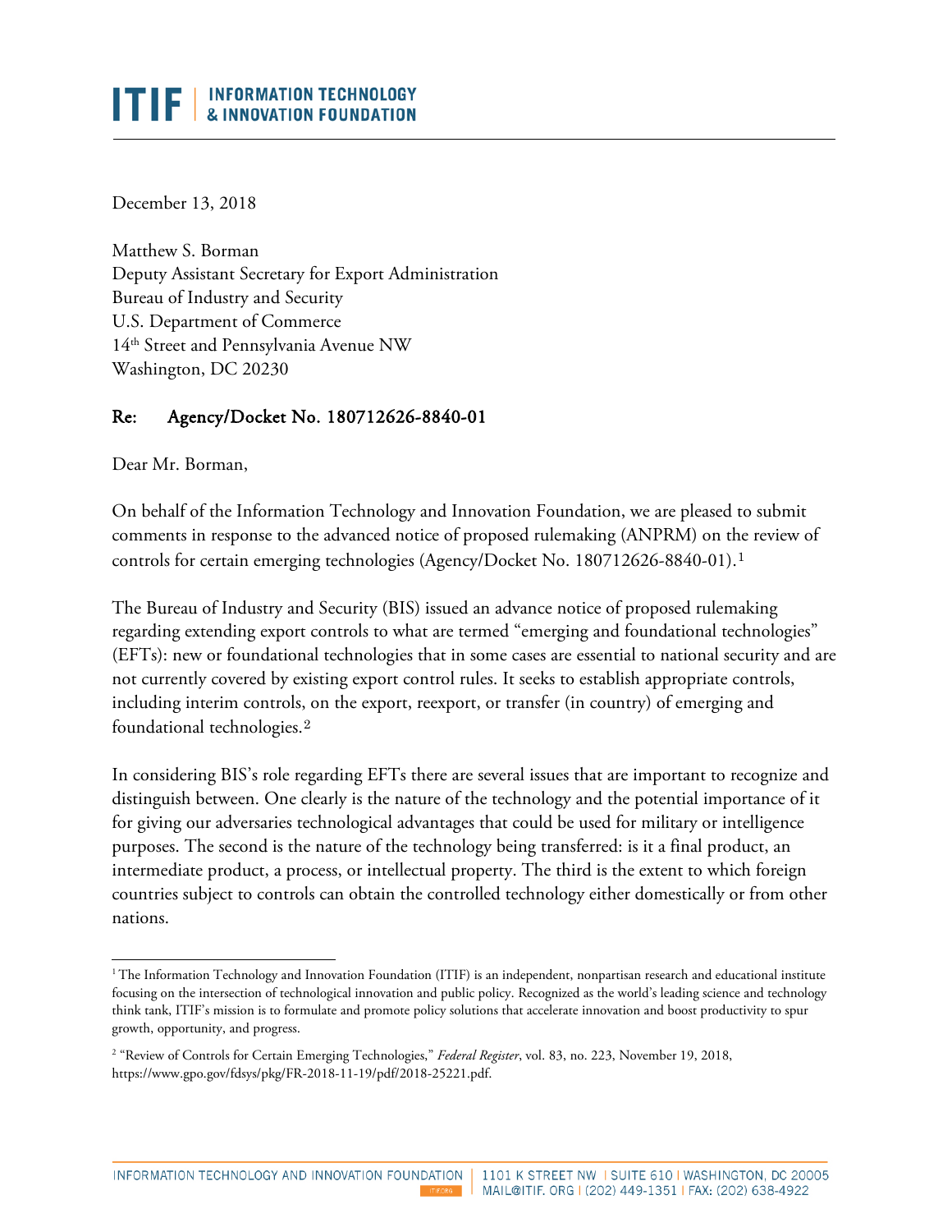# ITIF | INFORMATION TECHNOLOGY & INNOVATION FOUNDATION

December 13, 2018

Matthew S. Borman
Deputy Assistant Secretary for Export Administration
Bureau of Industry and Security
U.S. Department of Commerce
14th Street and Pennsylvania Avenue NW
Washington, DC 20230

**Re: Agency/Docket No. 180712626-8840-01**

Dear Mr. Borman,

On behalf of the Information Technology and Innovation Foundation, we are pleased to submit comments in response to the advanced notice of proposed rulemaking (ANPRM) on the review of controls for certain emerging technologies (Agency/Docket No. 180712626-8840-01).[1]

The Bureau of Industry and Security (BIS) issued an advance notice of proposed rulemaking regarding extending export controls to what are termed "emerging and foundational technologies" (EFTs): new or foundational technologies that in some cases are essential to national security and are not currently covered by existing export control rules. It seeks to establish appropriate controls, including interim controls, on the export, reexport, or transfer (in country) of emerging and foundational technologies.[2]

In considering BIS's role regarding EFTs there are several issues that are important to recognize and distinguish between. One clearly is the nature of the technology and the potential importance of it for giving our adversaries technological advantages that could be used for military or intelligence purposes. The second is the nature of the technology being transferred: is it a final product, an intermediate product, a process, or intellectual property. The third is the extent to which foreign countries subject to controls can obtain the controlled technology either domestically or from other nations.

---

[1] The Information Technology and Innovation Foundation (ITIF) is an independent, nonpartisan research and educational institute focusing on the intersection of technological innovation and public policy. Recognized as the world's leading science and technology think tank, ITIF's mission is to formulate and promote policy solutions that accelerate innovation and boost productivity to spur growth, opportunity, and progress.

[2] "Review of Controls for Certain Emerging Technologies," *Federal Register*, vol. 83, no. 223, November 19, 2018, https://www.gpo.gov/fdsys/pkg/FR-2018-11-19/pdf/2018-25221.pdf.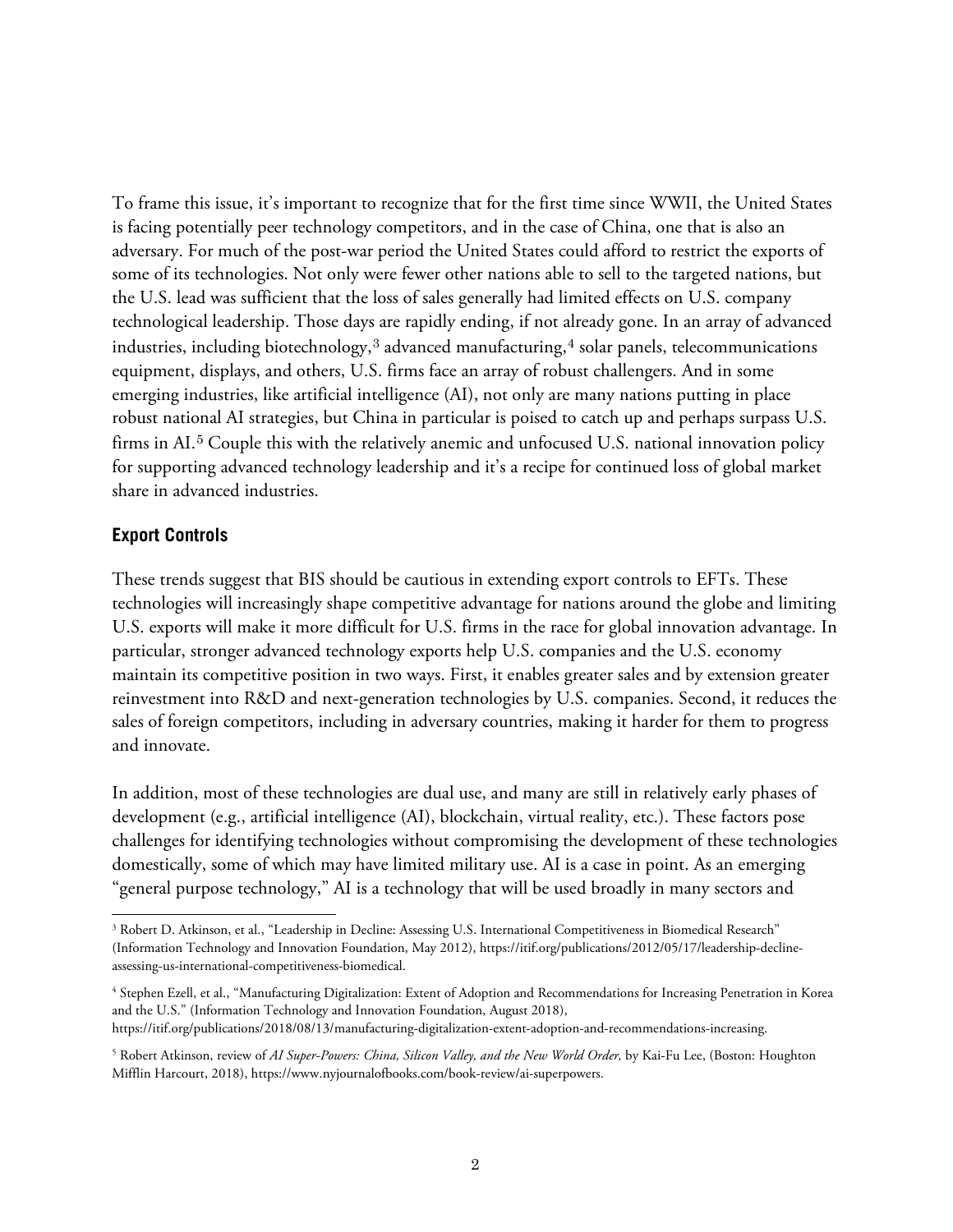To frame this issue, it's important to recognize that for the first time since WWII, the United States is facing potentially peer technology competitors, and in the case of China, one that is also an adversary. For much of the post-war period the United States could afford to restrict the exports of some of its technologies. Not only were fewer other nations able to sell to the targeted nations, but the U.S. lead was sufficient that the loss of sales generally had limited effects on U.S. company technological leadership. Those days are rapidly ending, if not already gone. In an array of advanced industries, including biotechnology,[3] advanced manufacturing,[4] solar panels, telecommunications equipment, displays, and others, U.S. firms face an array of robust challengers. And in some emerging industries, like artificial intelligence (AI), not only are many nations putting in place robust national AI strategies, but China in particular is poised to catch up and perhaps surpass U.S. firms in AI.[5] Couple this with the relatively anemic and unfocused U.S. national innovation policy for supporting advanced technology leadership and it's a recipe for continued loss of global market share in advanced industries.

### Export Controls

These trends suggest that BIS should be cautious in extending export controls to EFTs. These technologies will increasingly shape competitive advantage for nations around the globe and limiting U.S. exports will make it more difficult for U.S. firms in the race for global innovation advantage. In particular, stronger advanced technology exports help U.S. companies and the U.S. economy maintain its competitive position in two ways. First, it enables greater sales and by extension greater reinvestment into R&D and next-generation technologies by U.S. companies. Second, it reduces the sales of foreign competitors, including in adversary countries, making it harder for them to progress and innovate.

In addition, most of these technologies are dual use, and many are still in relatively early phases of development (e.g., artificial intelligence (AI), blockchain, virtual reality, etc.). These factors pose challenges for identifying technologies without compromising the development of these technologies domestically, some of which may have limited military use. AI is a case in point. As an emerging "general purpose technology," AI is a technology that will be used broadly in many sectors and

---

[3] Robert D. Atkinson, et al., "Leadership in Decline: Assessing U.S. International Competitiveness in Biomedical Research" (Information Technology and Innovation Foundation, May 2012), https://itif.org/publications/2012/05/17/leadership-decline-assessing-us-international-competitiveness-biomedical.

[4] Stephen Ezell, et al., "Manufacturing Digitalization: Extent of Adoption and Recommendations for Increasing Penetration in Korea and the U.S." (Information Technology and Innovation Foundation, August 2018), https://itif.org/publications/2018/08/13/manufacturing-digitalization-extent-adoption-and-recommendations-increasing.

[5] Robert Atkinson, review of *AI Super-Powers: China, Silicon Valley, and the New World Order,* by Kai-Fu Lee, (Boston: Houghton Mifflin Harcourt, 2018), https://www.nyjournalofbooks.com/book-review/ai-superpowers.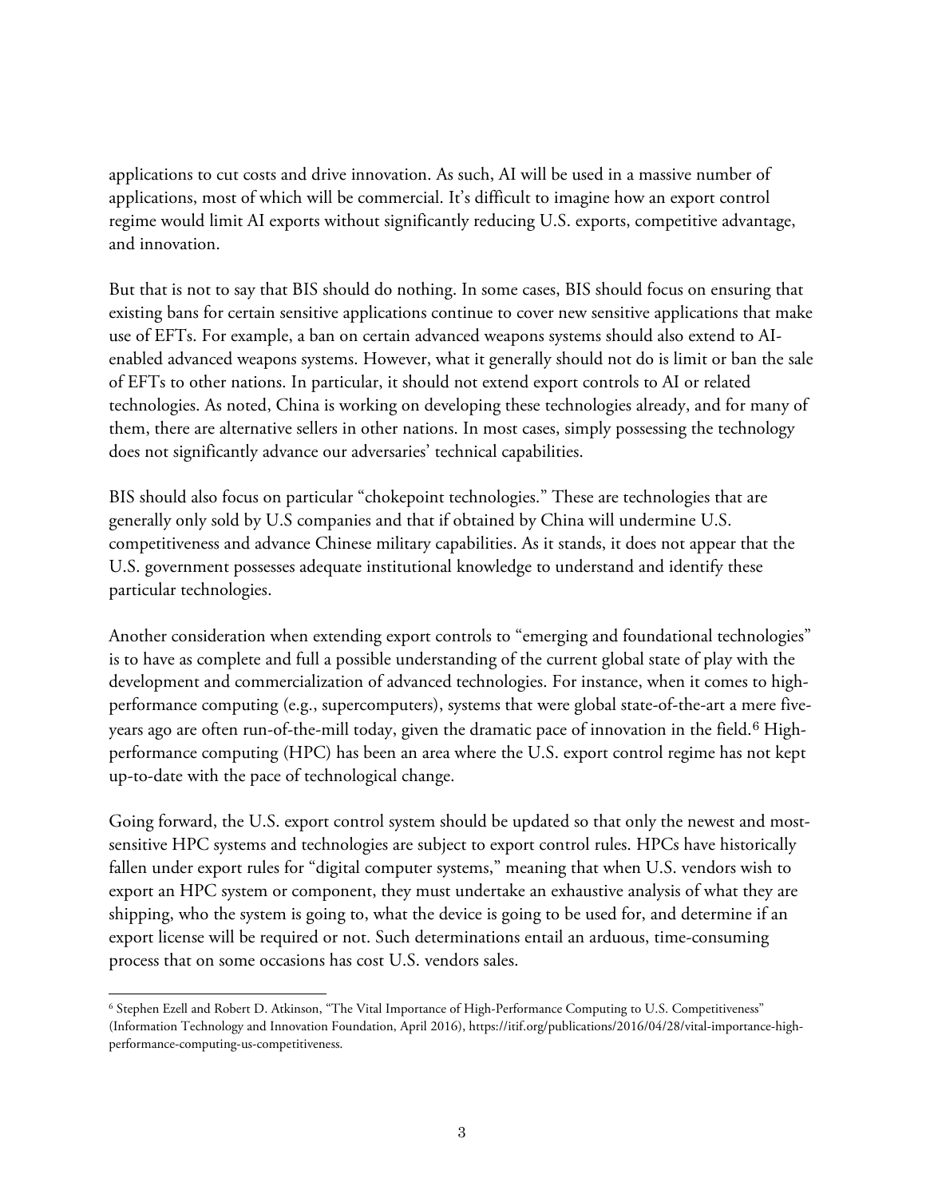applications to cut costs and drive innovation. As such, AI will be used in a massive number of applications, most of which will be commercial. It's difficult to imagine how an export control regime would limit AI exports without significantly reducing U.S. exports, competitive advantage, and innovation.

But that is not to say that BIS should do nothing. In some cases, BIS should focus on ensuring that existing bans for certain sensitive applications continue to cover new sensitive applications that make use of EFTs. For example, a ban on certain advanced weapons systems should also extend to AI-enabled advanced weapons systems. However, what it generally should not do is limit or ban the sale of EFTs to other nations. In particular, it should not extend export controls to AI or related technologies. As noted, China is working on developing these technologies already, and for many of them, there are alternative sellers in other nations. In most cases, simply possessing the technology does not significantly advance our adversaries' technical capabilities.

BIS should also focus on particular "chokepoint technologies." These are technologies that are generally only sold by U.S companies and that if obtained by China will undermine U.S. competitiveness and advance Chinese military capabilities. As it stands, it does not appear that the U.S. government possesses adequate institutional knowledge to understand and identify these particular technologies.

Another consideration when extending export controls to "emerging and foundational technologies" is to have as complete and full a possible understanding of the current global state of play with the development and commercialization of advanced technologies. For instance, when it comes to high-performance computing (e.g., supercomputers), systems that were global state-of-the-art a mere five-years ago are often run-of-the-mill today, given the dramatic pace of innovation in the field.[6] High-performance computing (HPC) has been an area where the U.S. export control regime has not kept up-to-date with the pace of technological change.

Going forward, the U.S. export control system should be updated so that only the newest and most-sensitive HPC systems and technologies are subject to export control rules. HPCs have historically fallen under export rules for "digital computer systems," meaning that when U.S. vendors wish to export an HPC system or component, they must undertake an exhaustive analysis of what they are shipping, who the system is going to, what the device is going to be used for, and determine if an export license will be required or not. Such determinations entail an arduous, time-consuming process that on some occasions has cost U.S. vendors sales.

[6] Stephen Ezell and Robert D. Atkinson, "The Vital Importance of High-Performance Computing to U.S. Competitiveness" (Information Technology and Innovation Foundation, April 2016), https://itif.org/publications/2016/04/28/vital-importance-high-performance-computing-us-competitiveness.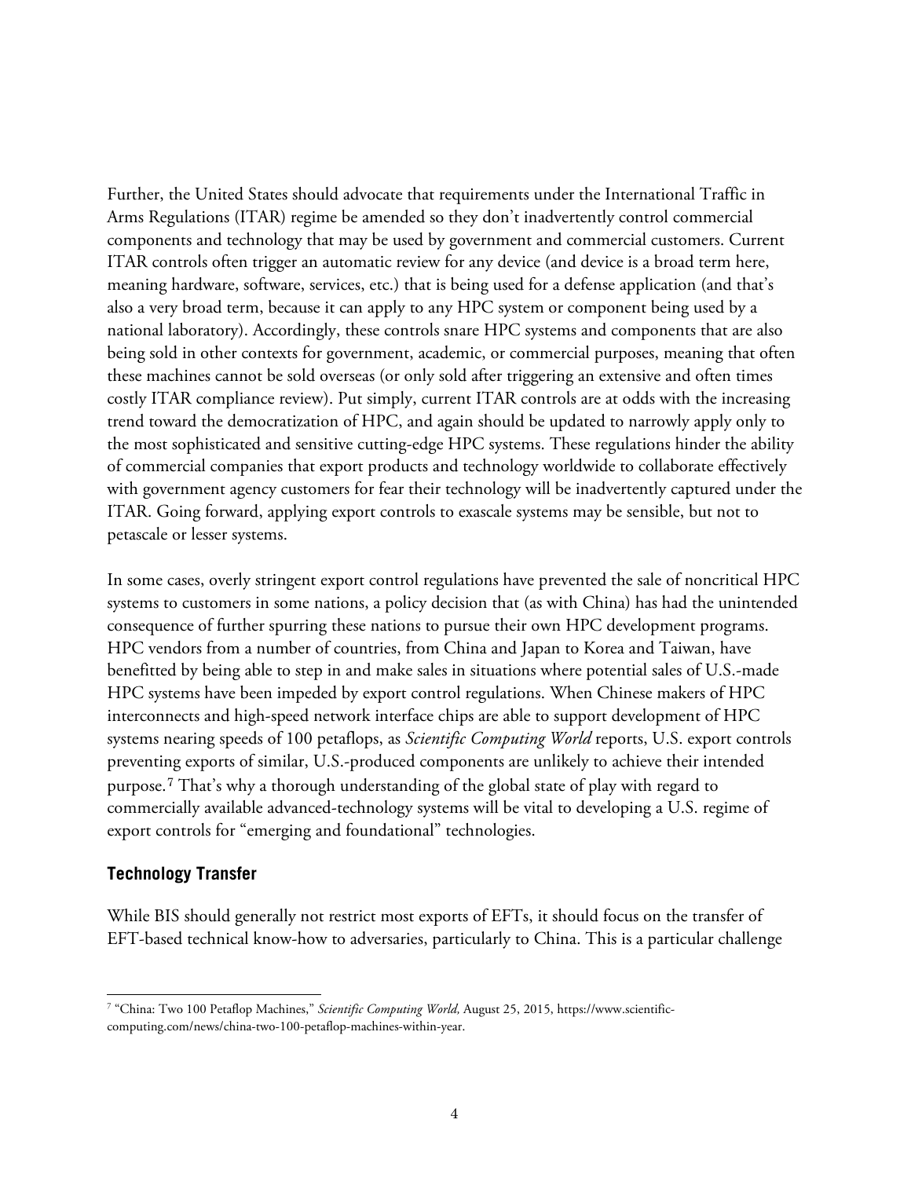Further, the United States should advocate that requirements under the International Traffic in Arms Regulations (ITAR) regime be amended so they don't inadvertently control commercial components and technology that may be used by government and commercial customers. Current ITAR controls often trigger an automatic review for any device (and device is a broad term here, meaning hardware, software, services, etc.) that is being used for a defense application (and that's also a very broad term, because it can apply to any HPC system or component being used by a national laboratory). Accordingly, these controls snare HPC systems and components that are also being sold in other contexts for government, academic, or commercial purposes, meaning that often these machines cannot be sold overseas (or only sold after triggering an extensive and often times costly ITAR compliance review). Put simply, current ITAR controls are at odds with the increasing trend toward the democratization of HPC, and again should be updated to narrowly apply only to the most sophisticated and sensitive cutting-edge HPC systems. These regulations hinder the ability of commercial companies that export products and technology worldwide to collaborate effectively with government agency customers for fear their technology will be inadvertently captured under the ITAR. Going forward, applying export controls to exascale systems may be sensible, but not to petascale or lesser systems.

In some cases, overly stringent export control regulations have prevented the sale of noncritical HPC systems to customers in some nations, a policy decision that (as with China) has had the unintended consequence of further spurring these nations to pursue their own HPC development programs. HPC vendors from a number of countries, from China and Japan to Korea and Taiwan, have benefitted by being able to step in and make sales in situations where potential sales of U.S.-made HPC systems have been impeded by export control regulations. When Chinese makers of HPC interconnects and high-speed network interface chips are able to support development of HPC systems nearing speeds of 100 petaflops, as *Scientific Computing World* reports, U.S. export controls preventing exports of similar, U.S.-produced components are unlikely to achieve their intended purpose.[7] That's why a thorough understanding of the global state of play with regard to commercially available advanced-technology systems will be vital to developing a U.S. regime of export controls for "emerging and foundational" technologies.

### Technology Transfer

While BIS should generally not restrict most exports of EFTs, it should focus on the transfer of EFT-based technical know-how to adversaries, particularly to China. This is a particular challenge

[7] "China: Two 100 Petaflop Machines," *Scientific Computing World,* August 25, 2015, https://www.scientific-computing.com/news/china-two-100-petaflop-machines-within-year.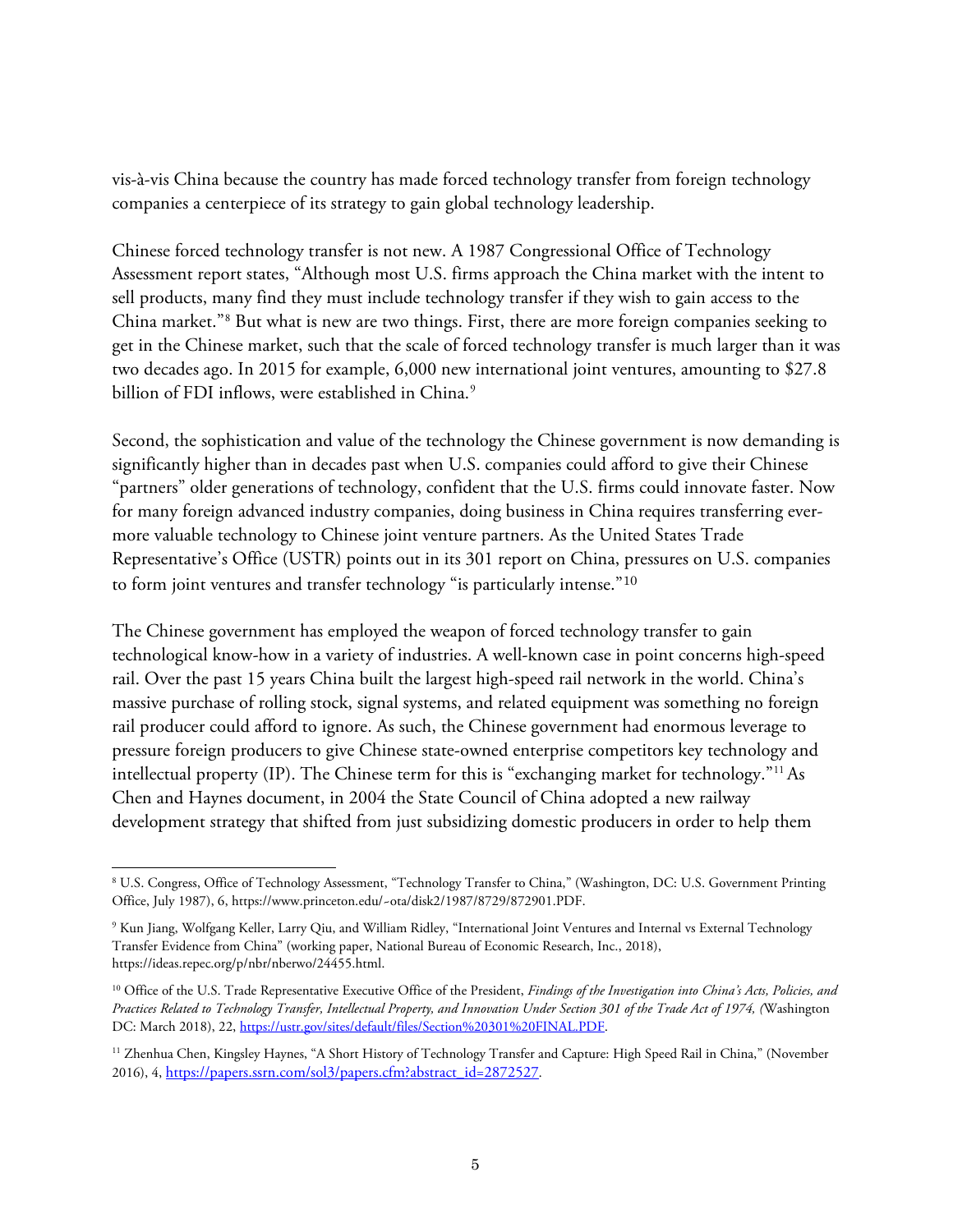vis-à-vis China because the country has made forced technology transfer from foreign technology companies a centerpiece of its strategy to gain global technology leadership.

Chinese forced technology transfer is not new. A 1987 Congressional Office of Technology Assessment report states, "Although most U.S. firms approach the China market with the intent to sell products, many find they must include technology transfer if they wish to gain access to the China market."[8] But what is new are two things. First, there are more foreign companies seeking to get in the Chinese market, such that the scale of forced technology transfer is much larger than it was two decades ago. In 2015 for example, 6,000 new international joint ventures, amounting to $27.8 billion of FDI inflows, were established in China.[9]

Second, the sophistication and value of the technology the Chinese government is now demanding is significantly higher than in decades past when U.S. companies could afford to give their Chinese "partners" older generations of technology, confident that the U.S. firms could innovate faster. Now for many foreign advanced industry companies, doing business in China requires transferring ever-more valuable technology to Chinese joint venture partners. As the United States Trade Representative's Office (USTR) points out in its 301 report on China, pressures on U.S. companies to form joint ventures and transfer technology "is particularly intense."[10]

The Chinese government has employed the weapon of forced technology transfer to gain technological know-how in a variety of industries. A well-known case in point concerns high-speed rail. Over the past 15 years China built the largest high-speed rail network in the world. China's massive purchase of rolling stock, signal systems, and related equipment was something no foreign rail producer could afford to ignore. As such, the Chinese government had enormous leverage to pressure foreign producers to give Chinese state-owned enterprise competitors key technology and intellectual property (IP). The Chinese term for this is "exchanging market for technology."[11] As Chen and Haynes document, in 2004 the State Council of China adopted a new railway development strategy that shifted from just subsidizing domestic producers in order to help them

---

[8] U.S. Congress, Office of Technology Assessment, "Technology Transfer to China," (Washington, DC: U.S. Government Printing Office, July 1987), 6, https://www.princeton.edu/~ota/disk2/1987/8729/872901.PDF.

[9] Kun Jiang, Wolfgang Keller, Larry Qiu, and William Ridley, "International Joint Ventures and Internal vs External Technology Transfer Evidence from China" (working paper, National Bureau of Economic Research, Inc., 2018), https://ideas.repec.org/p/nbr/nberwo/24455.html.

[10] Office of the U.S. Trade Representative Executive Office of the President, *Findings of the Investigation into China's Acts, Policies, and Practices Related to Technology Transfer, Intellectual Property, and Innovation Under Section 301 of the Trade Act of 1974, (*Washington DC: March 2018), 22, https://ustr.gov/sites/default/files/Section%20301%20FINAL.PDF.

[11] Zhenhua Chen, Kingsley Haynes, "A Short History of Technology Transfer and Capture: High Speed Rail in China," (November 2016), 4, https://papers.ssrn.com/sol3/papers.cfm?abstract_id=2872527.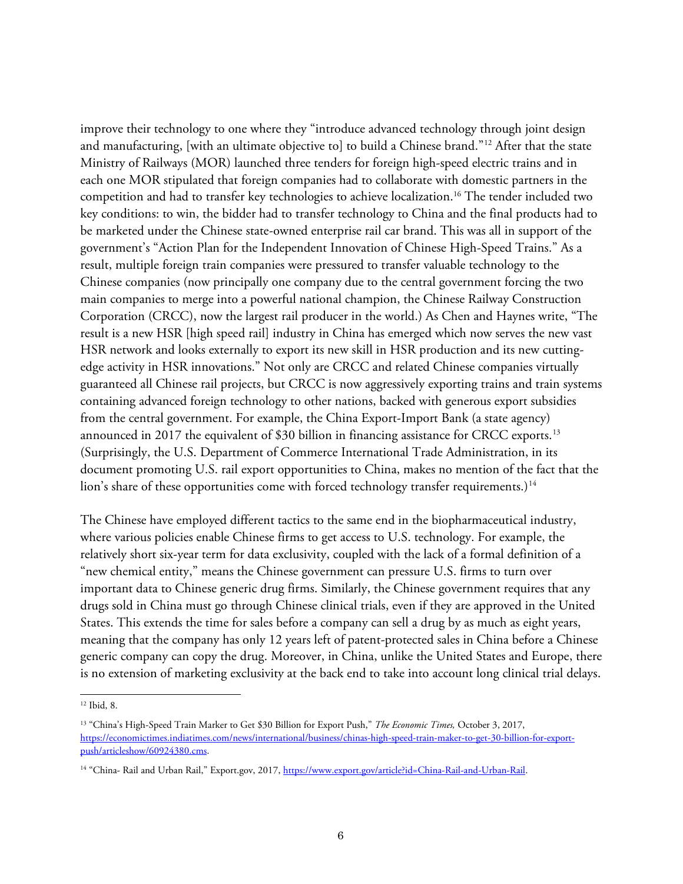improve their technology to one where they "introduce advanced technology through joint design and manufacturing, [with an ultimate objective to] to build a Chinese brand."[12] After that the state Ministry of Railways (MOR) launched three tenders for foreign high-speed electric trains and in each one MOR stipulated that foreign companies had to collaborate with domestic partners in the competition and had to transfer key technologies to achieve localization.[16] The tender included two key conditions: to win, the bidder had to transfer technology to China and the final products had to be marketed under the Chinese state-owned enterprise rail car brand. This was all in support of the government's "Action Plan for the Independent Innovation of Chinese High-Speed Trains." As a result, multiple foreign train companies were pressured to transfer valuable technology to the Chinese companies (now principally one company due to the central government forcing the two main companies to merge into a powerful national champion, the Chinese Railway Construction Corporation (CRCC), now the largest rail producer in the world.) As Chen and Haynes write, "The result is a new HSR [high speed rail] industry in China has emerged which now serves the new vast HSR network and looks externally to export its new skill in HSR production and its new cutting-edge activity in HSR innovations." Not only are CRCC and related Chinese companies virtually guaranteed all Chinese rail projects, but CRCC is now aggressively exporting trains and train systems containing advanced foreign technology to other nations, backed with generous export subsidies from the central government. For example, the China Export-Import Bank (a state agency) announced in 2017 the equivalent of $30 billion in financing assistance for CRCC exports.[13] (Surprisingly, the U.S. Department of Commerce International Trade Administration, in its document promoting U.S. rail export opportunities to China, makes no mention of the fact that the lion's share of these opportunities come with forced technology transfer requirements.)[14]

The Chinese have employed different tactics to the same end in the biopharmaceutical industry, where various policies enable Chinese firms to get access to U.S. technology. For example, the relatively short six-year term for data exclusivity, coupled with the lack of a formal definition of a "new chemical entity," means the Chinese government can pressure U.S. firms to turn over important data to Chinese generic drug firms. Similarly, the Chinese government requires that any drugs sold in China must go through Chinese clinical trials, even if they are approved in the United States. This extends the time for sales before a company can sell a drug by as much as eight years, meaning that the company has only 12 years left of patent-protected sales in China before a Chinese generic company can copy the drug. Moreover, in China, unlike the United States and Europe, there is no extension of marketing exclusivity at the back end to take into account long clinical trial delays.

---

[12] Ibid, 8.

[13] "China's High-Speed Train Marker to Get $30 Billion for Export Push," *The Economic Times,* October 3, 2017, https://economictimes.indiatimes.com/news/international/business/chinas-high-speed-train-maker-to-get-30-billion-for-export-push/articleshow/60924380.cms.

[14] "China- Rail and Urban Rail," Export.gov, 2017, https://www.export.gov/article?id=China-Rail-and-Urban-Rail.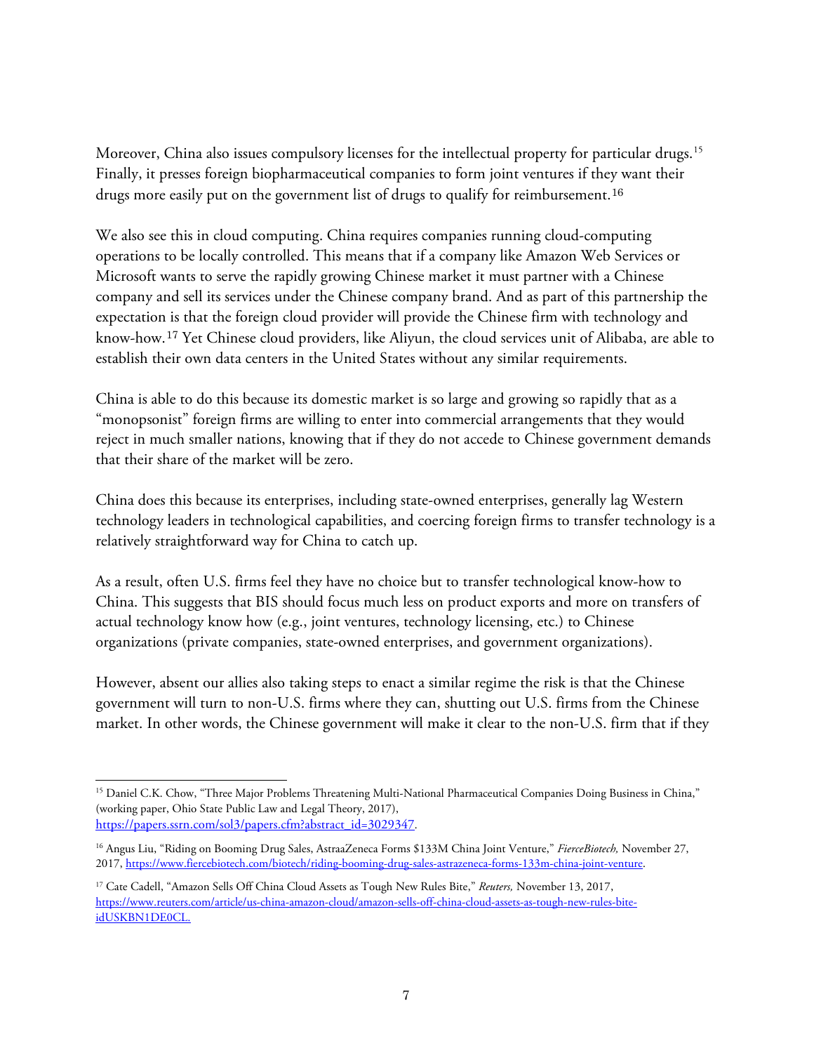Moreover, China also issues compulsory licenses for the intellectual property for particular drugs.[15] Finally, it presses foreign biopharmaceutical companies to form joint ventures if they want their drugs more easily put on the government list of drugs to qualify for reimbursement.[16]

We also see this in cloud computing. China requires companies running cloud-computing operations to be locally controlled. This means that if a company like Amazon Web Services or Microsoft wants to serve the rapidly growing Chinese market it must partner with a Chinese company and sell its services under the Chinese company brand. And as part of this partnership the expectation is that the foreign cloud provider will provide the Chinese firm with technology and know-how.[17] Yet Chinese cloud providers, like Aliyun, the cloud services unit of Alibaba, are able to establish their own data centers in the United States without any similar requirements.

China is able to do this because its domestic market is so large and growing so rapidly that as a "monopsonist" foreign firms are willing to enter into commercial arrangements that they would reject in much smaller nations, knowing that if they do not accede to Chinese government demands that their share of the market will be zero.

China does this because its enterprises, including state-owned enterprises, generally lag Western technology leaders in technological capabilities, and coercing foreign firms to transfer technology is a relatively straightforward way for China to catch up.

As a result, often U.S. firms feel they have no choice but to transfer technological know-how to China. This suggests that BIS should focus much less on product exports and more on transfers of actual technology know how (e.g., joint ventures, technology licensing, etc.) to Chinese organizations (private companies, state-owned enterprises, and government organizations).

However, absent our allies also taking steps to enact a similar regime the risk is that the Chinese government will turn to non-U.S. firms where they can, shutting out U.S. firms from the Chinese market. In other words, the Chinese government will make it clear to the non-U.S. firm that if they

---

[15] Daniel C.K. Chow, "Three Major Problems Threatening Multi-National Pharmaceutical Companies Doing Business in China," (working paper, Ohio State Public Law and Legal Theory, 2017), https://papers.ssrn.com/sol3/papers.cfm?abstract_id=3029347.

[16] Angus Liu, "Riding on Booming Drug Sales, AstraaZeneca Forms $133M China Joint Venture," *FierceBiotech,* November 27, 2017, https://www.fiercebiotech.com/biotech/riding-booming-drug-sales-astrazeneca-forms-133m-china-joint-venture.

[17] Cate Cadell, "Amazon Sells Off China Cloud Assets as Tough New Rules Bite," *Reuters,* November 13, 2017, https://www.reuters.com/article/us-china-amazon-cloud/amazon-sells-off-china-cloud-assets-as-tough-new-rules-bite-idUSKBN1DE0CL.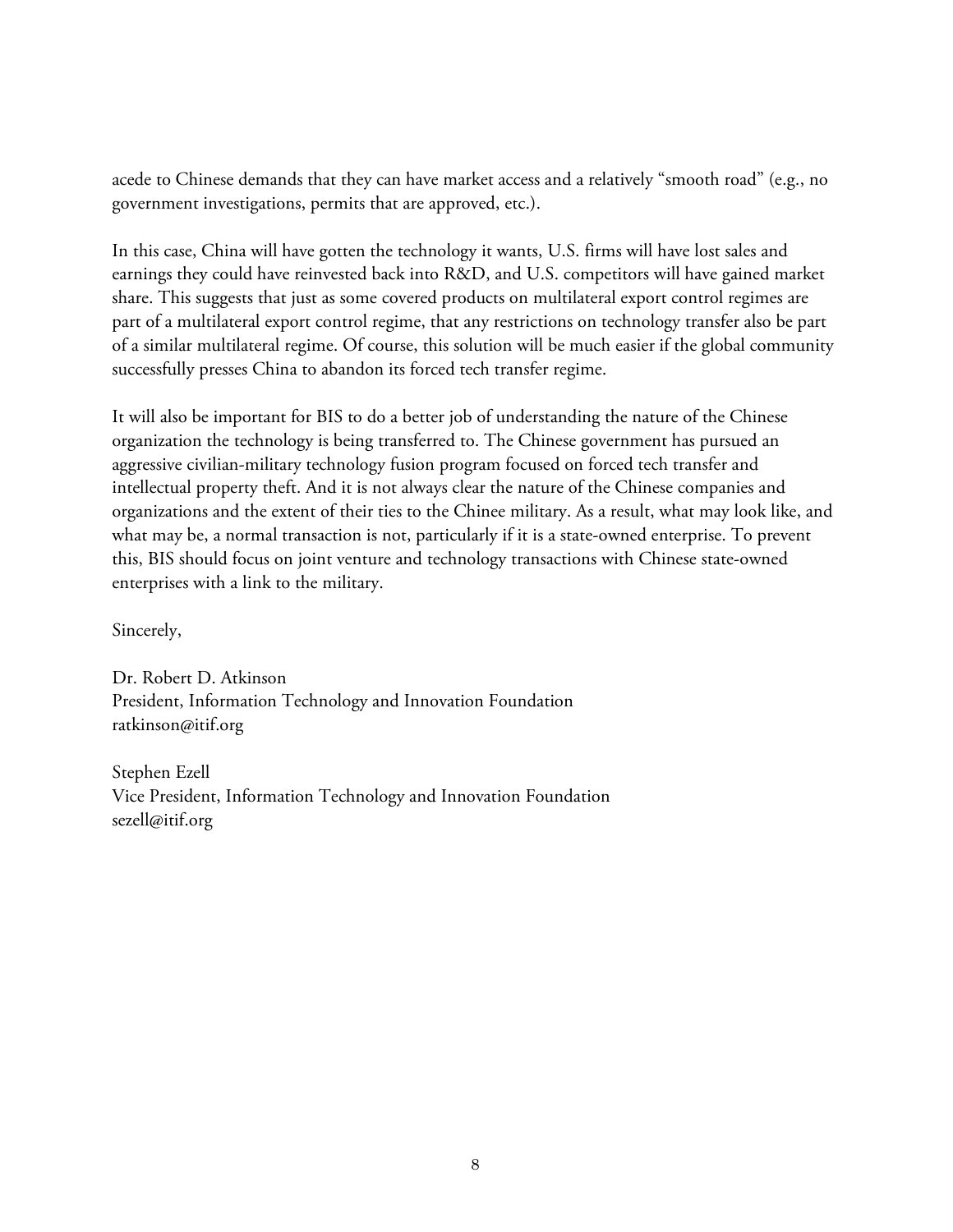acede to Chinese demands that they can have market access and a relatively "smooth road" (e.g., no government investigations, permits that are approved, etc.).

In this case, China will have gotten the technology it wants, U.S. firms will have lost sales and earnings they could have reinvested back into R&D, and U.S. competitors will have gained market share. This suggests that just as some covered products on multilateral export control regimes are part of a multilateral export control regime, that any restrictions on technology transfer also be part of a similar multilateral regime. Of course, this solution will be much easier if the global community successfully presses China to abandon its forced tech transfer regime.

It will also be important for BIS to do a better job of understanding the nature of the Chinese organization the technology is being transferred to. The Chinese government has pursued an aggressive civilian-military technology fusion program focused on forced tech transfer and intellectual property theft. And it is not always clear the nature of the Chinese companies and organizations and the extent of their ties to the Chinee military. As a result, what may look like, and what may be, a normal transaction is not, particularly if it is a state-owned enterprise. To prevent this, BIS should focus on joint venture and technology transactions with Chinese state-owned enterprises with a link to the military.

Sincerely,

Dr. Robert D. Atkinson
President, Information Technology and Innovation Foundation
ratkinson@itif.org

Stephen Ezell
Vice President, Information Technology and Innovation Foundation
sezell@itif.org